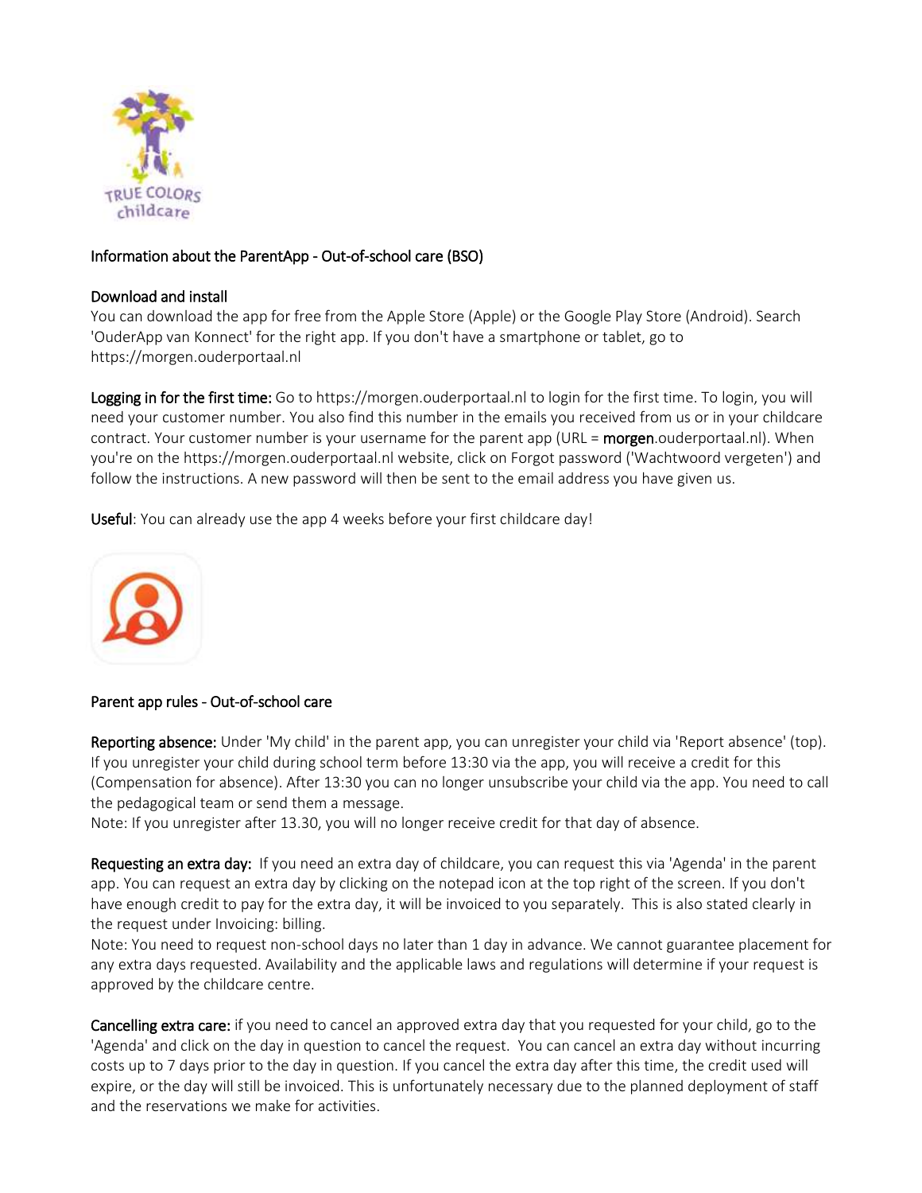Information about the ParentApp - Out-of-school care (BSO)

## Download and install

You can download the app for free from the Apple Store (Apple) or the Google Play Store (Android). Search 'OuderApp van Konnect' for the right app. If you don't have a smartphone or tablet, go to https://morgen.ouderportaal.nl

**Logging in for the first time:** Go to https://morgen.ouderportaal.nl to login for the first time. To login, you will need your customer number. You also find this number in the emails you received from us or in your childcare contract. Your customer number is your username for the parent app (URL = **morgen**.ouderportaal.nl). When you're on the https://morgen.ouderportaal.nl website, click on Forgot password ('Wachtwoord vergeten') and follow the instructions. A new password will then be sent to the email address you have given us.

**Useful**: You can already use the app 4 weeks before your first childcare day!

## Parent app rules - Out-of-school care

**Reporting absence:** Under 'My child' in the parent app, you can unregister your child via 'Report absence' (top). If you unregister your child during school term before 13:30 via the app, you will receive a credit for this (Compensation for absence). After 13:30 you can no longer unsubscribe your child via the app. You need to call the pedagogical team or send them a message.
Note: If you unregister after 13.30, you will no longer receive credit for that day of absence.

**Requesting an extra day:** If you need an extra day of childcare, you can request this via 'Agenda' in the parent app. You can request an extra day by clicking on the notepad icon at the top right of the screen. If you don't have enough credit to pay for the extra day, it will be invoiced to you separately. This is also stated clearly in the request under Invoicing: billing.
Note: You need to request non-school days no later than 1 day in advance. We cannot guarantee placement for any extra days requested. Availability and the applicable laws and regulations will determine if your request is approved by the childcare centre.

**Cancelling extra care:** if you need to cancel an approved extra day that you requested for your child, go to the 'Agenda' and click on the day in question to cancel the request. You can cancel an extra day without incurring costs up to 7 days prior to the day in question. If you cancel the extra day after this time, the credit used will expire, or the day will still be invoiced. This is unfortunately necessary due to the planned deployment of staff and the reservations we make for activities.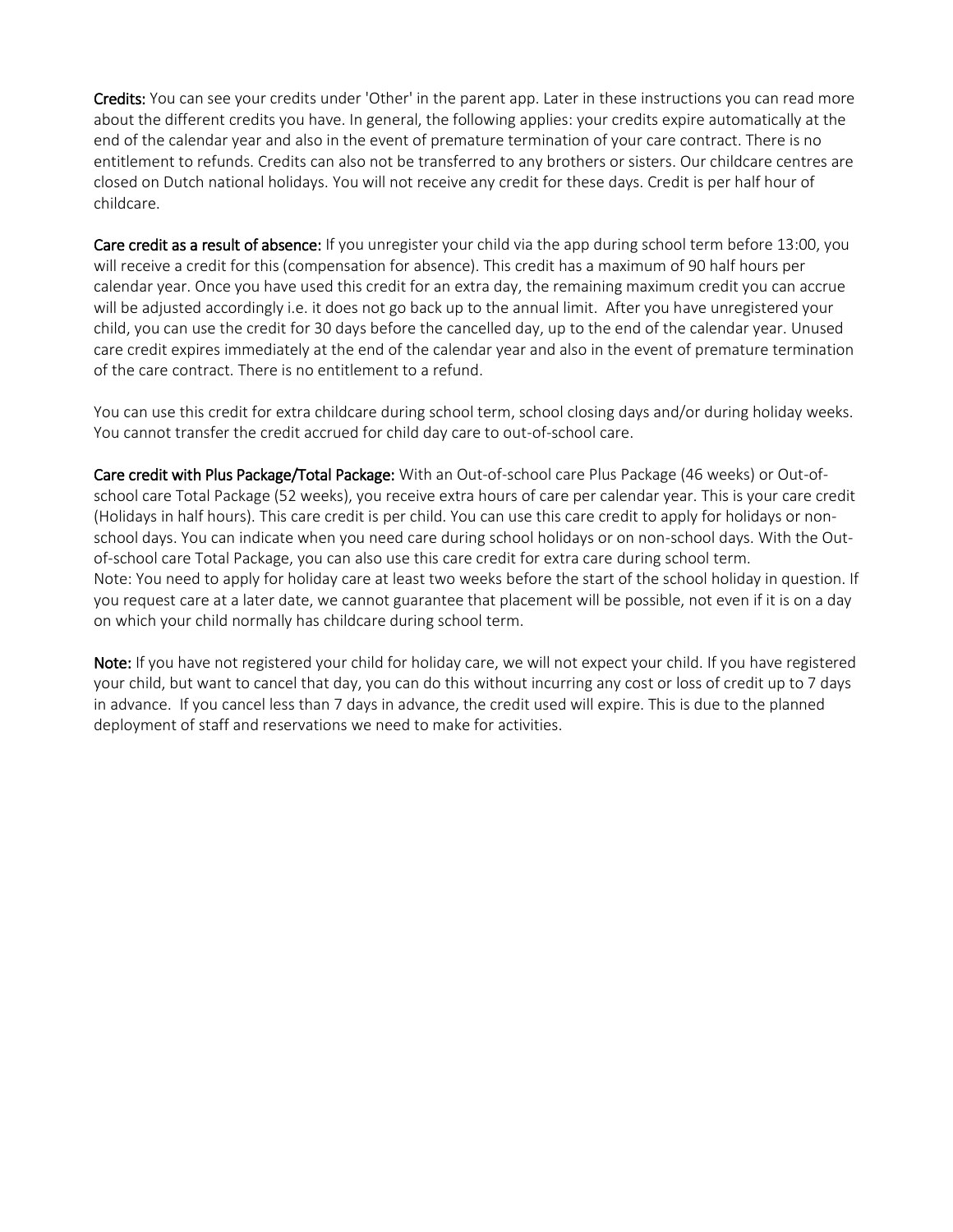**Credits:** You can see your credits under 'Other' in the parent app. Later in these instructions you can read more about the different credits you have. In general, the following applies: your credits expire automatically at the end of the calendar year and also in the event of premature termination of your care contract. There is no entitlement to refunds. Credits can also not be transferred to any brothers or sisters. Our childcare centres are closed on Dutch national holidays. You will not receive any credit for these days. Credit is per half hour of childcare.

**Care credit as a result of absence:** If you unregister your child via the app during school term before 13:00, you will receive a credit for this (compensation for absence). This credit has a maximum of 90 half hours per calendar year. Once you have used this credit for an extra day, the remaining maximum credit you can accrue will be adjusted accordingly i.e. it does not go back up to the annual limit. After you have unregistered your child, you can use the credit for 30 days before the cancelled day, up to the end of the calendar year. Unused care credit expires immediately at the end of the calendar year and also in the event of premature termination of the care contract. There is no entitlement to a refund.

You can use this credit for extra childcare during school term, school closing days and/or during holiday weeks. You cannot transfer the credit accrued for child day care to out-of-school care.

**Care credit with Plus Package/Total Package:** With an Out-of-school care Plus Package (46 weeks) or Out-of-school care Total Package (52 weeks), you receive extra hours of care per calendar year. This is your care credit (Holidays in half hours). This care credit is per child. You can use this care credit to apply for holidays or non-school days. You can indicate when you need care during school holidays or on non-school days. With the Out-of-school care Total Package, you can also use this care credit for extra care during school term.
Note: You need to apply for holiday care at least two weeks before the start of the school holiday in question. If you request care at a later date, we cannot guarantee that placement will be possible, not even if it is on a day on which your child normally has childcare during school term.

**Note:** If you have not registered your child for holiday care, we will not expect your child. If you have registered your child, but want to cancel that day, you can do this without incurring any cost or loss of credit up to 7 days in advance. If you cancel less than 7 days in advance, the credit used will expire. This is due to the planned deployment of staff and reservations we need to make for activities.